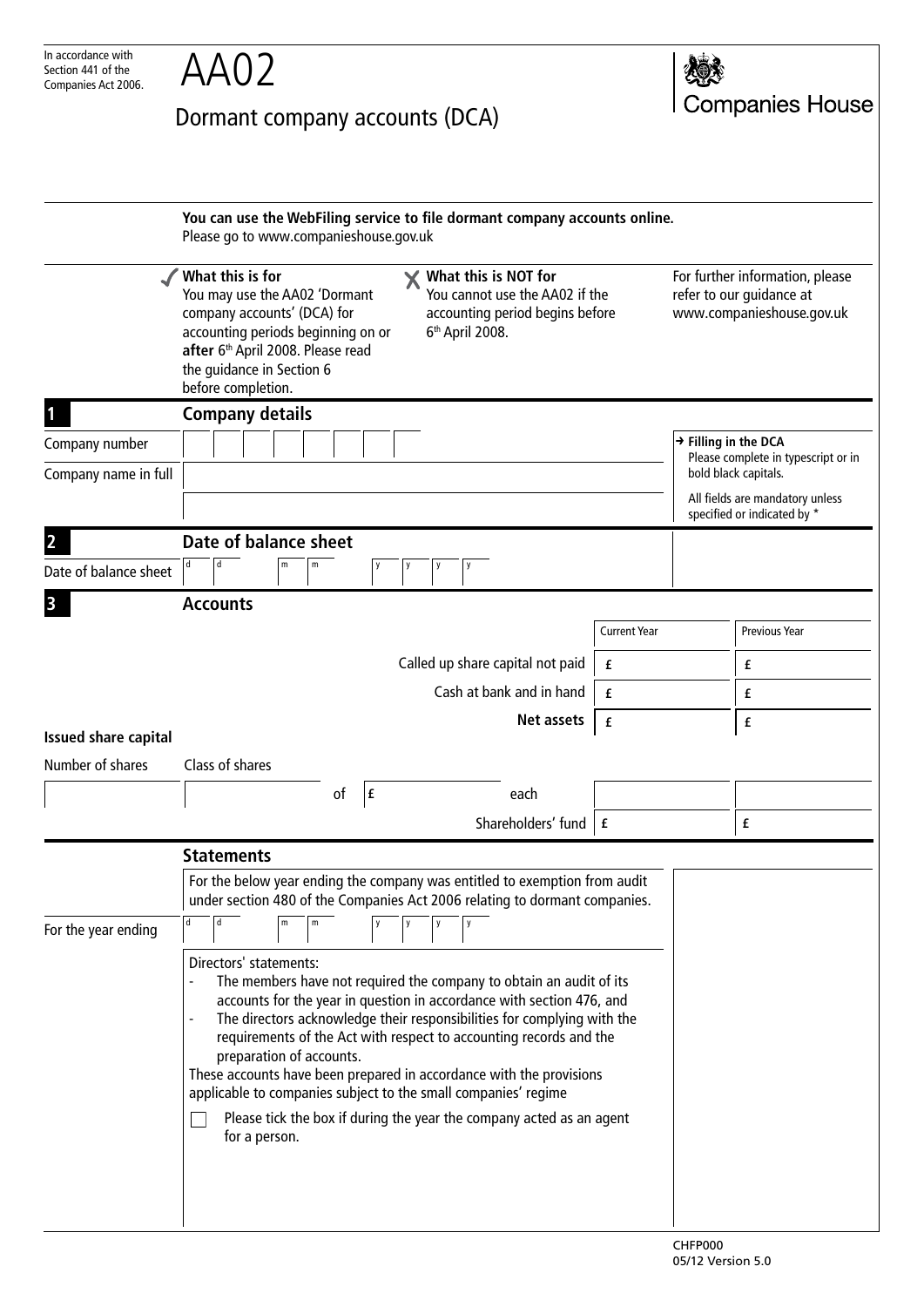In accordance with Section 441 of the Companies Act 2006.

# AA02

## Dormant company accounts (DCA)

Companies House

**You can use the WebFiling service to file dormant company accounts online.**
Please go to www.companieshouse.gov.uk

✓ **What this is for**
You may use the AA02 'Dormant company accounts' (DCA) for accounting periods beginning on or **after** 6th April 2008. Please read the guidance in Section 6 before completion.

✗ **What this is NOT for**
You cannot use the AA02 if the accounting period begins before 6th April 2008.

For further information, please refer to our guidance at www.companieshouse.gov.uk

## 1 Company details

Company number

Company name in full

→ **Filling in the DCA**
Please complete in typescript or in bold black capitals.

All fields are mandatory unless specified or indicated by *

## 2 Date of balance sheet

Date of balance sheet: d d / m m / y y y y

## 3 Accounts

| | Current Year | Previous Year |
|---|---|---|
| Called up share capital not paid | £ | £ |
| Cash at bank and in hand | £ | £ |
| **Net assets** | £ | £ |

**Issued share capital**

| Number of shares | Class of shares | | |
|---|---|---|---|
| | of £ each | | |
| | Shareholders' fund | £ | £ |

## Statements

For the below year ending the company was entitled to exemption from audit under section 480 of the Companies Act 2006 relating to dormant companies.

For the year ending: d d / m m / y y y y

Directors' statements:

- The members have not required the company to obtain an audit of its accounts for the year in question in accordance with section 476, and
- The directors acknowledge their responsibilities for complying with the requirements of the Act with respect to accounting records and the preparation of accounts.

These accounts have been prepared in accordance with the provisions applicable to companies subject to the small companies' regime

☐ Please tick the box if during the year the company acted as an agent for a person.

CHFP000
05/12 Version 5.0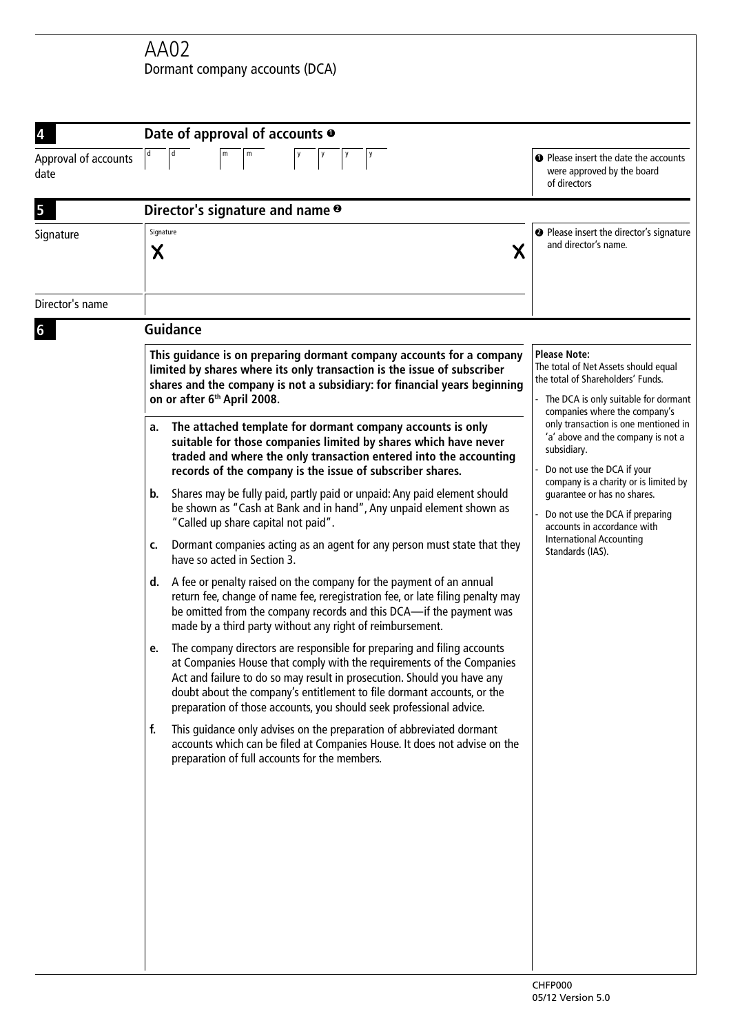# AA02
Dormant company accounts (DCA)

## 4 Date of approval of accounts ❶

Approval of accounts date: d d / m m / y y y y

❶ Please insert the date the accounts were approved by the board of directors

## 5 Director's signature and name ❷

Signature

Signature
X X

Director's name

❷ Please insert the director's signature and director's name.

## 6 Guidance

**This guidance is on preparing dormant company accounts for a company limited by shares where its only transaction is the issue of subscriber shares and the company is not a subsidiary: for financial years beginning on or after 6th April 2008.**

- **a. The attached template for dormant company accounts is only suitable for those companies limited by shares which have never traded and where the only transaction entered into the accounting records of the company is the issue of subscriber shares.**
- **b.** Shares may be fully paid, partly paid or unpaid: Any paid element should be shown as "Cash at Bank and in hand", Any unpaid element shown as "Called up share capital not paid".
- **c.** Dormant companies acting as an agent for any person must state that they have so acted in Section 3.
- **d.** A fee or penalty raised on the company for the payment of an annual return fee, change of name fee, reregistration fee, or late filing penalty may be omitted from the company records and this DCA—if the payment was made by a third party without any right of reimbursement.
- **e.** The company directors are responsible for preparing and filing accounts at Companies House that comply with the requirements of the Companies Act and failure to do so may result in prosecution. Should you have any doubt about the company's entitlement to file dormant accounts, or the preparation of those accounts, you should seek professional advice.
- **f.** This guidance only advises on the preparation of abbreviated dormant accounts which can be filed at Companies House. It does not advise on the preparation of full accounts for the members.

**Please Note:**
The total of Net Assets should equal the total of Shareholders' Funds.

- The DCA is only suitable for dormant companies where the company's only transaction is one mentioned in 'a' above and the company is not a subsidiary.
- Do not use the DCA if your company is a charity or is limited by guarantee or has no shares.
- Do not use the DCA if preparing accounts in accordance with International Accounting Standards (IAS).

CHFP000
05/12 Version 5.0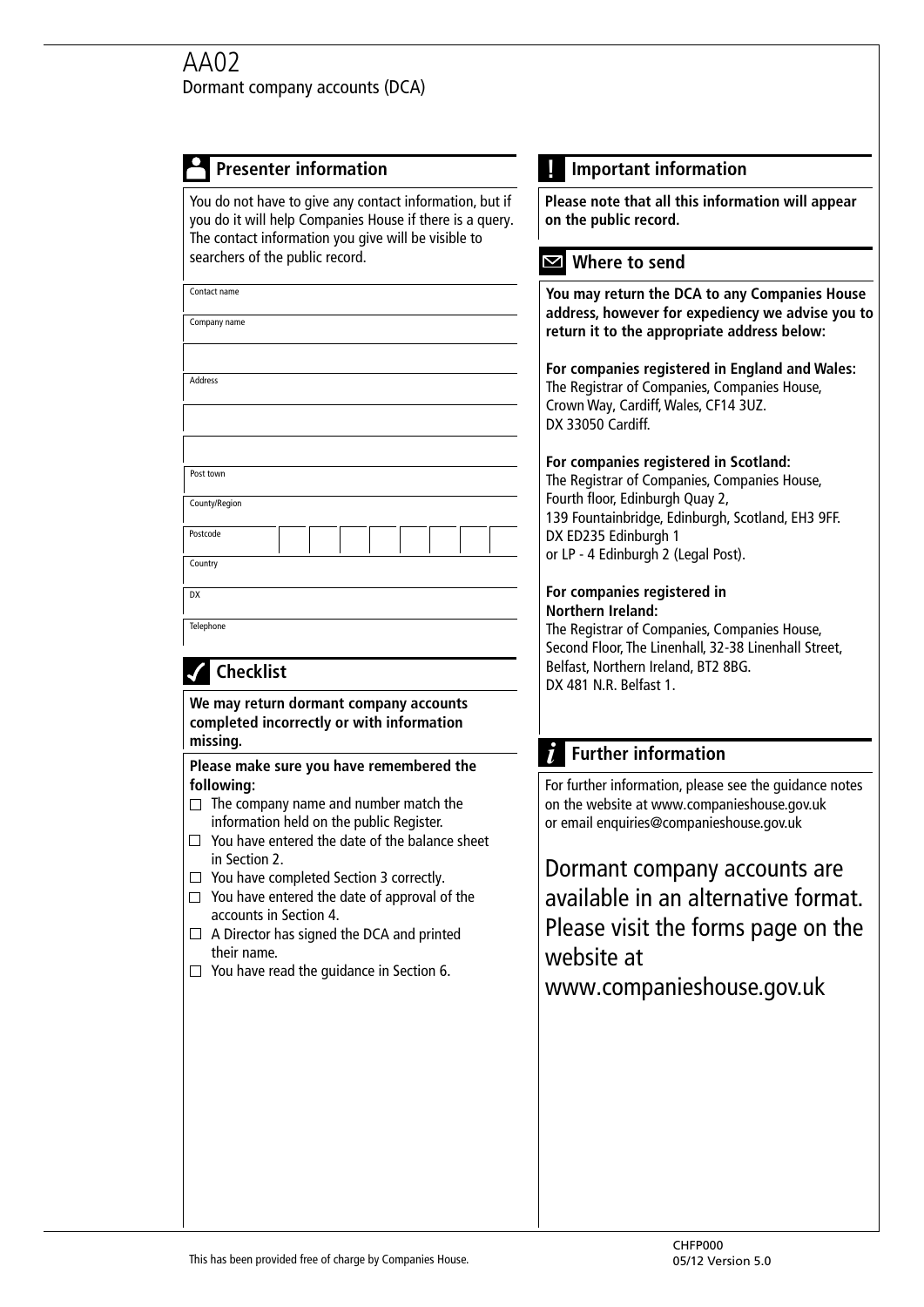# AA02

Dormant company accounts (DCA)

## Presenter information

You do not have to give any contact information, but if you do it will help Companies House if there is a query. The contact information you give will be visible to searchers of the public record.

Contact name

Company name

Address

Post town

County/Region

Postcode

Country

DX

Telephone

## Checklist

**We may return dormant company accounts completed incorrectly or with information missing.**

**Please make sure you have remembered the following:**

- ☐ The company name and number match the information held on the public Register.
- ☐ You have entered the date of the balance sheet in Section 2.
- ☐ You have completed Section 3 correctly.
- ☐ You have entered the date of approval of the accounts in Section 4.
- ☐ A Director has signed the DCA and printed their name.
- ☐ You have read the guidance in Section 6.

## Important information

**Please note that all this information will appear on the public record.**

## Where to send

**You may return the DCA to any Companies House address, however for expediency we advise you to return it to the appropriate address below:**

**For companies registered in England and Wales:**
The Registrar of Companies, Companies House,
Crown Way, Cardiff, Wales, CF14 3UZ.
DX 33050 Cardiff.

**For companies registered in Scotland:**
The Registrar of Companies, Companies House,
Fourth floor, Edinburgh Quay 2,
139 Fountainbridge, Edinburgh, Scotland, EH3 9FF.
DX ED235 Edinburgh 1
or LP - 4 Edinburgh 2 (Legal Post).

**For companies registered in Northern Ireland:**
The Registrar of Companies, Companies House,
Second Floor, The Linenhall, 32-38 Linenhall Street,
Belfast, Northern Ireland, BT2 8BG.
DX 481 N.R. Belfast 1.

## Further information

For further information, please see the guidance notes on the website at www.companieshouse.gov.uk or email enquiries@companieshouse.gov.uk

Dormant company accounts are available in an alternative format. Please visit the forms page on the website at www.companieshouse.gov.uk

This has been provided free of charge by Companies House.

CHFP000
05/12 Version 5.0